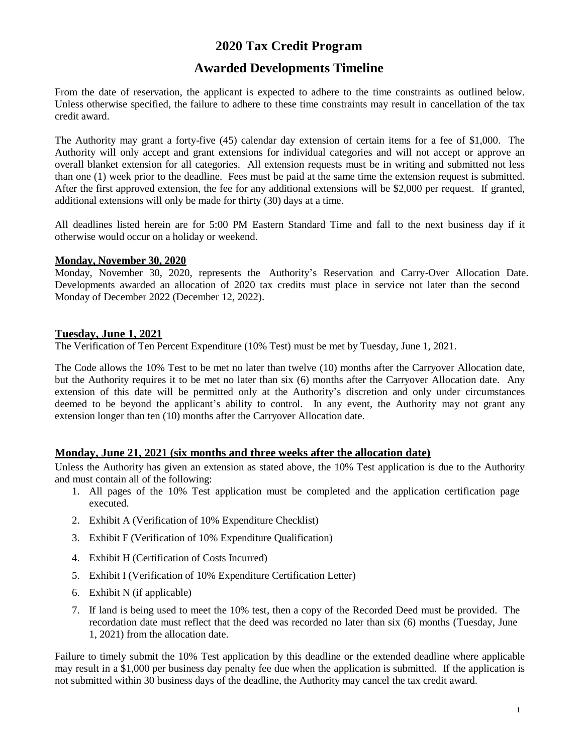# 2020 Tax Credit Program

## Awarded Developments Timeline

From the date of reservation, the applicant is expected to adhere to the time constraints as outlined below. Unless otherwise specified, the failure to adhere to these time constraints may result in cancellation of the tax credit award.

The Authority may grant a forty-five (45) calendar day extension of certain items for a fee of $1,000. The Authority will only accept and grant extensions for individual categories and will not accept or approve an overall blanket extension for all categories. All extension requests must be in writing and submitted not less than one (1) week prior to the deadline. Fees must be paid at the same time the extension request is submitted. After the first approved extension, the fee for any additional extensions will be $2,000 per request. If granted, additional extensions will only be made for thirty (30) days at a time.

All deadlines listed herein are for 5:00 PM Eastern Standard Time and fall to the next business day if it otherwise would occur on a holiday or weekend.

**Monday, November 30, 2020**

Monday, November 30, 2020, represents the Authority's Reservation and Carry-Over Allocation Date. Developments awarded an allocation of 2020 tax credits must place in service not later than the second Monday of December 2022 (December 12, 2022).

**Tuesday, June 1, 2021**

The Verification of Ten Percent Expenditure (10% Test) must be met by Tuesday, June 1, 2021.

The Code allows the 10% Test to be met no later than twelve (10) months after the Carryover Allocation date, but the Authority requires it to be met no later than six (6) months after the Carryover Allocation date. Any extension of this date will be permitted only at the Authority's discretion and only under circumstances deemed to be beyond the applicant's ability to control. In any event, the Authority may not grant any extension longer than ten (10) months after the Carryover Allocation date.

**Monday, June 21, 2021 (six months and three weeks after the allocation date)**

Unless the Authority has given an extension as stated above, the 10% Test application is due to the Authority and must contain all of the following:

1. All pages of the 10% Test application must be completed and the application certification page executed.
2. Exhibit A (Verification of 10% Expenditure Checklist)
3. Exhibit F (Verification of 10% Expenditure Qualification)
4. Exhibit H (Certification of Costs Incurred)
5. Exhibit I (Verification of 10% Expenditure Certification Letter)
6. Exhibit N (if applicable)
7. If land is being used to meet the 10% test, then a copy of the Recorded Deed must be provided. The recordation date must reflect that the deed was recorded no later than six (6) months (Tuesday, June 1, 2021) from the allocation date.

Failure to timely submit the 10% Test application by this deadline or the extended deadline where applicable may result in a $1,000 per business day penalty fee due when the application is submitted. If the application is not submitted within 30 business days of the deadline, the Authority may cancel the tax credit award.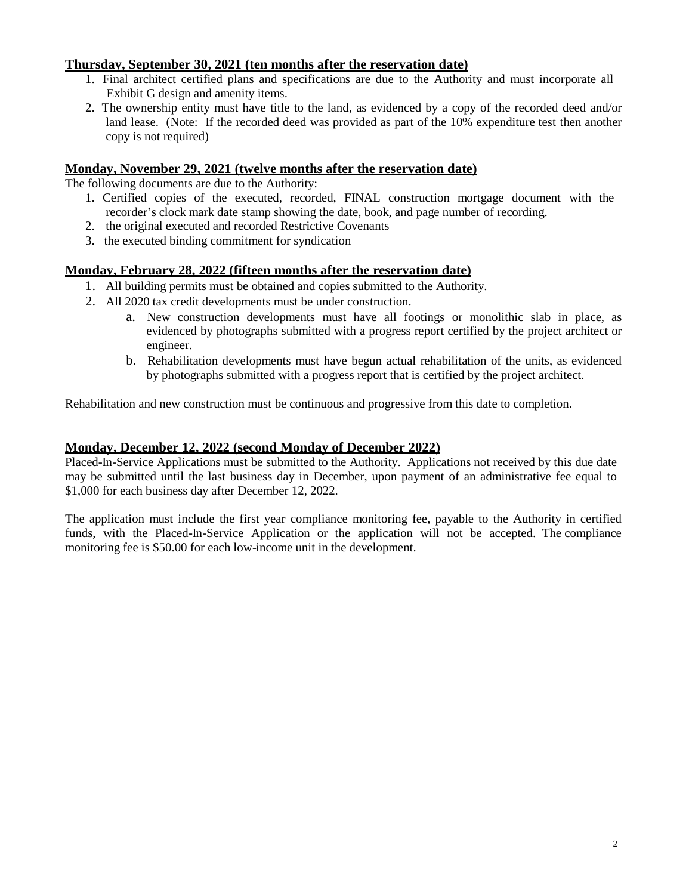**Thursday, September 30, 2021 (ten months after the reservation date)**

1. Final architect certified plans and specifications are due to the Authority and must incorporate all Exhibit G design and amenity items.
2. The ownership entity must have title to the land, as evidenced by a copy of the recorded deed and/or land lease. (Note: If the recorded deed was provided as part of the 10% expenditure test then another copy is not required)

**Monday, November 29, 2021 (twelve months after the reservation date)**

The following documents are due to the Authority:

1. Certified copies of the executed, recorded, FINAL construction mortgage document with the recorder's clock mark date stamp showing the date, book, and page number of recording.
2. the original executed and recorded Restrictive Covenants
3. the executed binding commitment for syndication

**Monday, February 28, 2022 (fifteen months after the reservation date)**

1. All building permits must be obtained and copies submitted to the Authority.
2. All 2020 tax credit developments must be under construction.
   a. New construction developments must have all footings or monolithic slab in place, as evidenced by photographs submitted with a progress report certified by the project architect or engineer.
   b. Rehabilitation developments must have begun actual rehabilitation of the units, as evidenced by photographs submitted with a progress report that is certified by the project architect.

Rehabilitation and new construction must be continuous and progressive from this date to completion.

**Monday, December 12, 2022 (second Monday of December 2022)**

Placed-In-Service Applications must be submitted to the Authority. Applications not received by this due date may be submitted until the last business day in December, upon payment of an administrative fee equal to $1,000 for each business day after December 12, 2022.

The application must include the first year compliance monitoring fee, payable to the Authority in certified funds, with the Placed-In-Service Application or the application will not be accepted. The compliance monitoring fee is $50.00 for each low-income unit in the development.